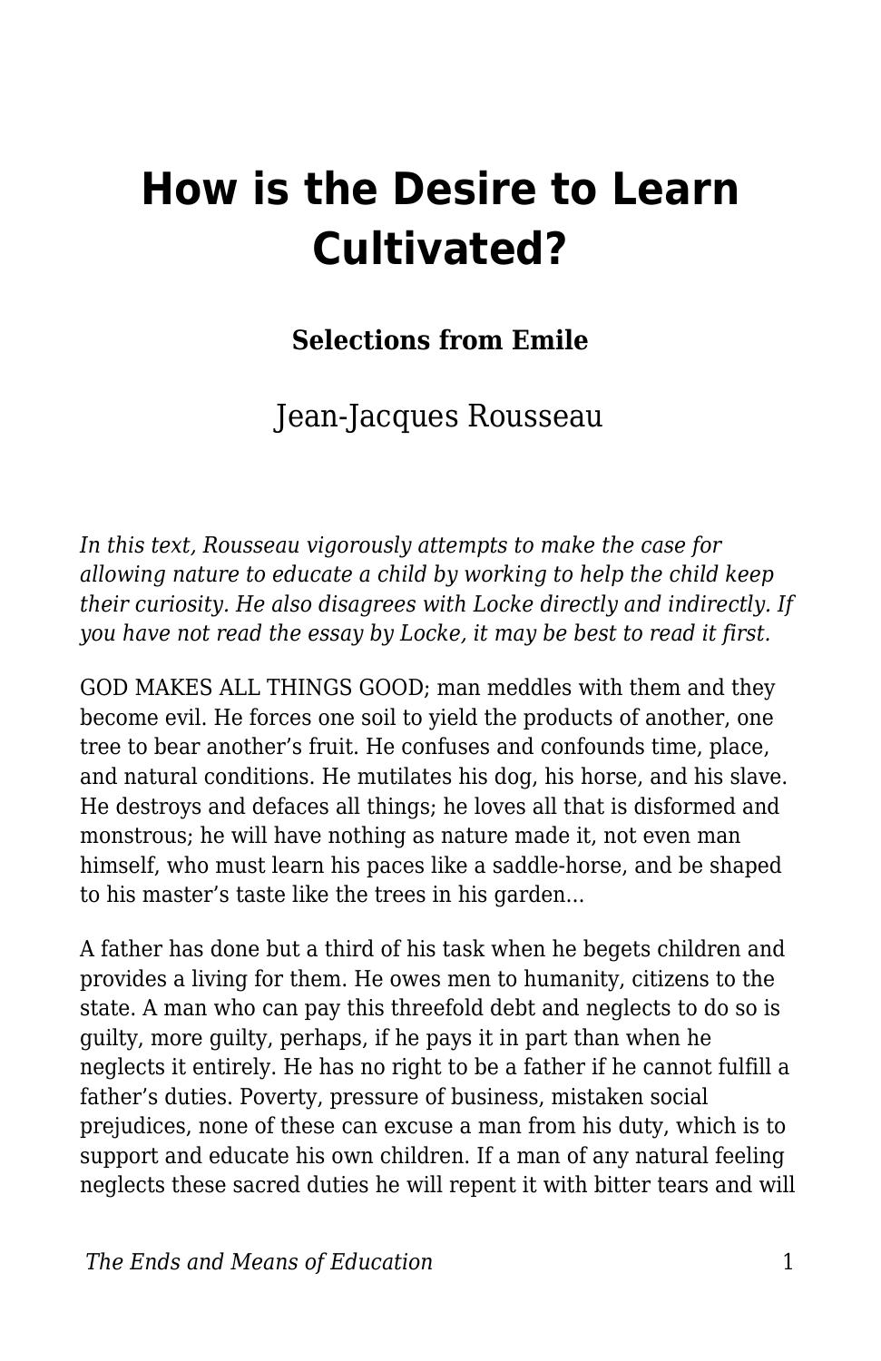# How is the Desire to Learn Cultivated?

**Selections from Emile**

Jean-Jacques Rousseau

*In this text, Rousseau vigorously attempts to make the case for allowing nature to educate a child by working to help the child keep their curiosity. He also disagrees with Locke directly and indirectly. If you have not read the essay by Locke, it may be best to read it first.*

GOD MAKES ALL THINGS GOOD; man meddles with them and they become evil. He forces one soil to yield the products of another, one tree to bear another's fruit. He confuses and confounds time, place, and natural conditions. He mutilates his dog, his horse, and his slave. He destroys and defaces all things; he loves all that is disformed and monstrous; he will have nothing as nature made it, not even man himself, who must learn his paces like a saddle-horse, and be shaped to his master's taste like the trees in his garden...

A father has done but a third of his task when he begets children and provides a living for them. He owes men to humanity, citizens to the state. A man who can pay this threefold debt and neglects to do so is guilty, more guilty, perhaps, if he pays it in part than when he neglects it entirely. He has no right to be a father if he cannot fulfill a father's duties. Poverty, pressure of business, mistaken social prejudices, none of these can excuse a man from his duty, which is to support and educate his own children. If a man of any natural feeling neglects these sacred duties he will repent it with bitter tears and will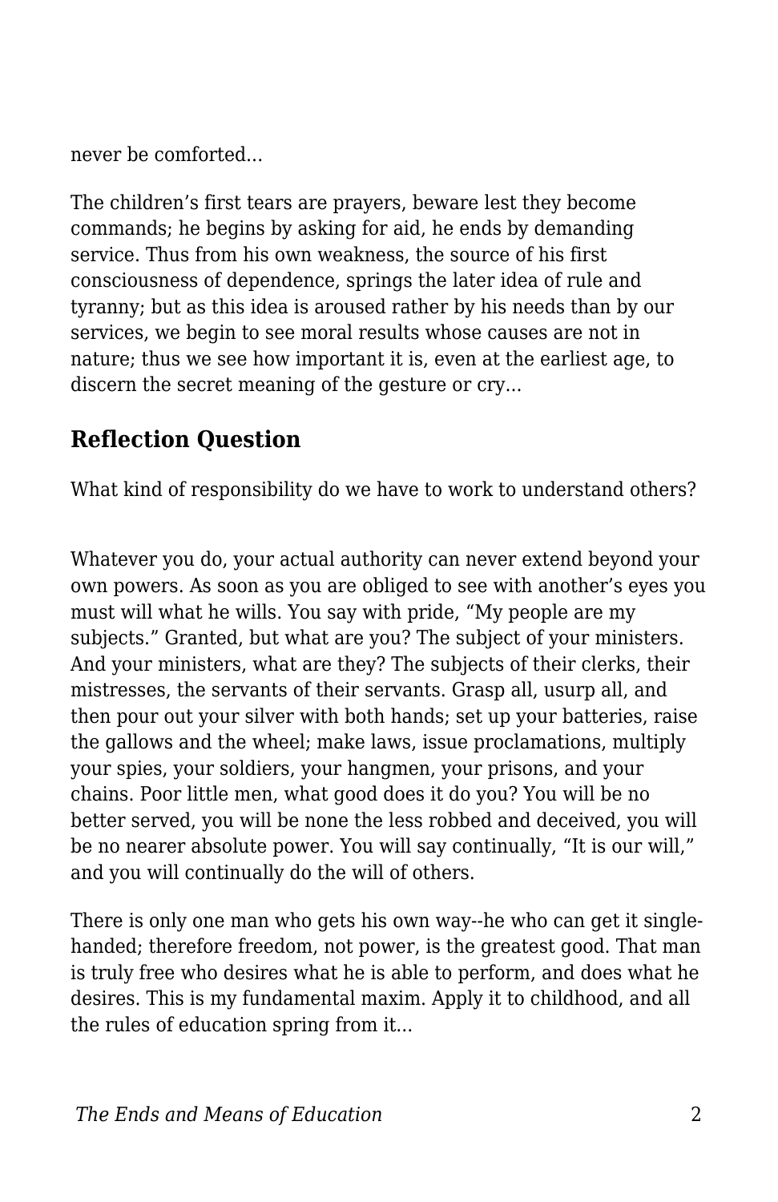never be comforted...

The children’s first tears are prayers, beware lest they become commands; he begins by asking for aid, he ends by demanding service. Thus from his own weakness, the source of his first consciousness of dependence, springs the later idea of rule and tyranny; but as this idea is aroused rather by his needs than by our services, we begin to see moral results whose causes are not in nature; thus we see how important it is, even at the earliest age, to discern the secret meaning of the gesture or cry...

## Reflection Question

What kind of responsibility do we have to work to understand others?

Whatever you do, your actual authority can never extend beyond your own powers. As soon as you are obliged to see with another’s eyes you must will what he wills. You say with pride, “My people are my subjects.” Granted, but what are you? The subject of your ministers. And your ministers, what are they? The subjects of their clerks, their mistresses, the servants of their servants. Grasp all, usurp all, and then pour out your silver with both hands; set up your batteries, raise the gallows and the wheel; make laws, issue proclamations, multiply your spies, your soldiers, your hangmen, your prisons, and your chains. Poor little men, what good does it do you? You will be no better served, you will be none the less robbed and deceived, you will be no nearer absolute power. You will say continually, “It is our will,” and you will continually do the will of others.

There is only one man who gets his own way--he who can get it single-handed; therefore freedom, not power, is the greatest good. That man is truly free who desires what he is able to perform, and does what he desires. This is my fundamental maxim. Apply it to childhood, and all the rules of education spring from it...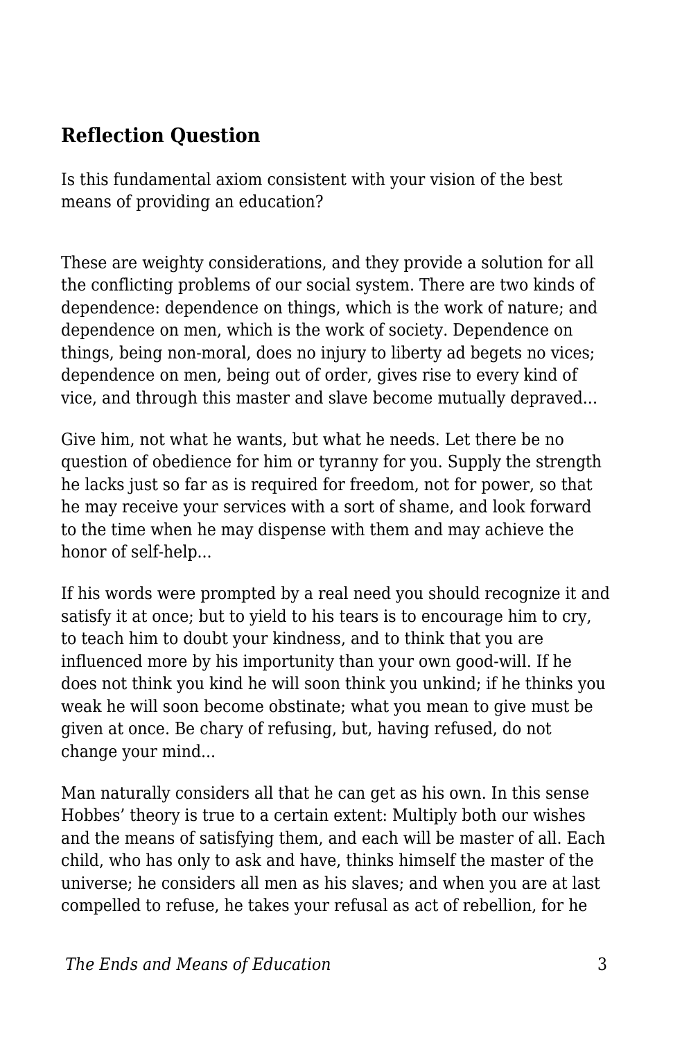## Reflection Question

Is this fundamental axiom consistent with your vision of the best means of providing an education?

These are weighty considerations, and they provide a solution for all the conflicting problems of our social system. There are two kinds of dependence: dependence on things, which is the work of nature; and dependence on men, which is the work of society. Dependence on things, being non-moral, does no injury to liberty ad begets no vices; dependence on men, being out of order, gives rise to every kind of vice, and through this master and slave become mutually depraved...

Give him, not what he wants, but what he needs. Let there be no question of obedience for him or tyranny for you. Supply the strength he lacks just so far as is required for freedom, not for power, so that he may receive your services with a sort of shame, and look forward to the time when he may dispense with them and may achieve the honor of self-help...

If his words were prompted by a real need you should recognize it and satisfy it at once; but to yield to his tears is to encourage him to cry, to teach him to doubt your kindness, and to think that you are influenced more by his importunity than your own good-will. If he does not think you kind he will soon think you unkind; if he thinks you weak he will soon become obstinate; what you mean to give must be given at once. Be chary of refusing, but, having refused, do not change your mind...

Man naturally considers all that he can get as his own. In this sense Hobbes' theory is true to a certain extent: Multiply both our wishes and the means of satisfying them, and each will be master of all. Each child, who has only to ask and have, thinks himself the master of the universe; he considers all men as his slaves; and when you are at last compelled to refuse, he takes your refusal as act of rebellion, for he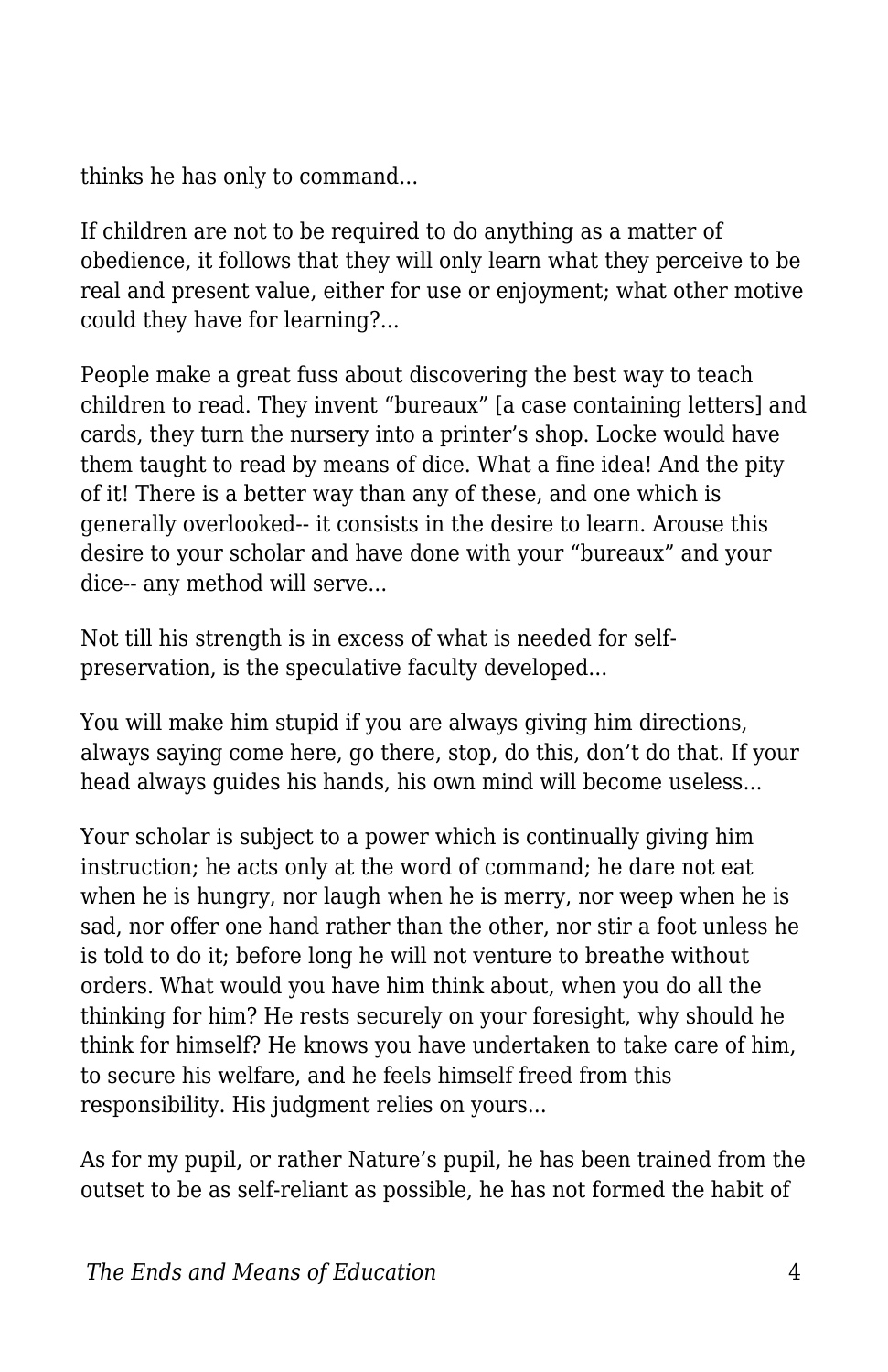thinks he has only to command...

If children are not to be required to do anything as a matter of obedience, it follows that they will only learn what they perceive to be real and present value, either for use or enjoyment; what other motive could they have for learning?...

People make a great fuss about discovering the best way to teach children to read. They invent “bureaux” [a case containing letters] and cards, they turn the nursery into a printer’s shop. Locke would have them taught to read by means of dice. What a fine idea! And the pity of it! There is a better way than any of these, and one which is generally overlooked-- it consists in the desire to learn. Arouse this desire to your scholar and have done with your “bureaux” and your dice-- any method will serve...

Not till his strength is in excess of what is needed for self-preservation, is the speculative faculty developed...

You will make him stupid if you are always giving him directions, always saying come here, go there, stop, do this, don’t do that. If your head always guides his hands, his own mind will become useless...

Your scholar is subject to a power which is continually giving him instruction; he acts only at the word of command; he dare not eat when he is hungry, nor laugh when he is merry, nor weep when he is sad, nor offer one hand rather than the other, nor stir a foot unless he is told to do it; before long he will not venture to breathe without orders. What would you have him think about, when you do all the thinking for him? He rests securely on your foresight, why should he think for himself? He knows you have undertaken to take care of him, to secure his welfare, and he feels himself freed from this responsibility. His judgment relies on yours...

As for my pupil, or rather Nature’s pupil, he has been trained from the outset to be as self-reliant as possible, he has not formed the habit of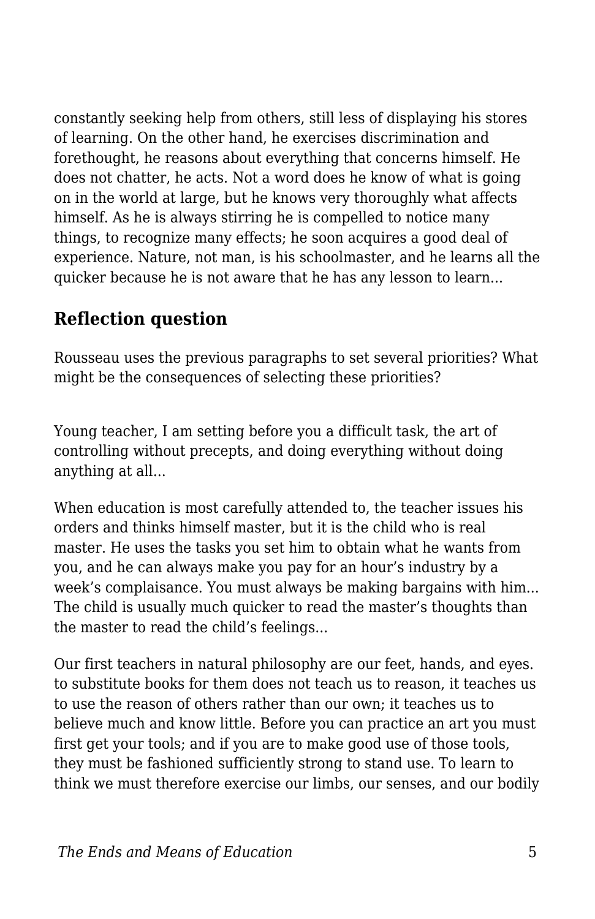constantly seeking help from others, still less of displaying his stores of learning. On the other hand, he exercises discrimination and forethought, he reasons about everything that concerns himself. He does not chatter, he acts. Not a word does he know of what is going on in the world at large, but he knows very thoroughly what affects himself. As he is always stirring he is compelled to notice many things, to recognize many effects; he soon acquires a good deal of experience. Nature, not man, is his schoolmaster, and he learns all the quicker because he is not aware that he has any lesson to learn...

## Reflection question

Rousseau uses the previous paragraphs to set several priorities? What might be the consequences of selecting these priorities?

Young teacher, I am setting before you a difficult task, the art of controlling without precepts, and doing everything without doing anything at all...

When education is most carefully attended to, the teacher issues his orders and thinks himself master, but it is the child who is real master. He uses the tasks you set him to obtain what he wants from you, and he can always make you pay for an hour's industry by a week's complaisance. You must always be making bargains with him... The child is usually much quicker to read the master's thoughts than the master to read the child's feelings...

Our first teachers in natural philosophy are our feet, hands, and eyes. to substitute books for them does not teach us to reason, it teaches us to use the reason of others rather than our own; it teaches us to believe much and know little. Before you can practice an art you must first get your tools; and if you are to make good use of those tools, they must be fashioned sufficiently strong to stand use. To learn to think we must therefore exercise our limbs, our senses, and our bodily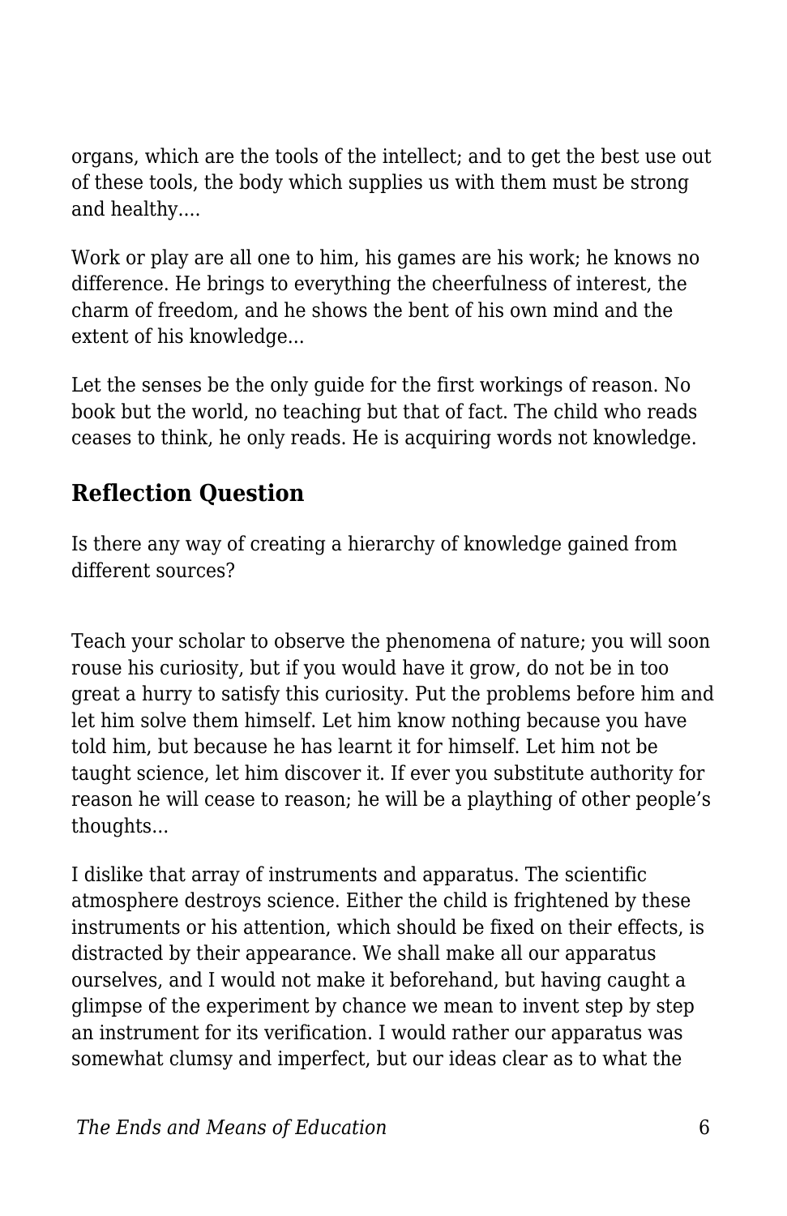organs, which are the tools of the intellect; and to get the best use out of these tools, the body which supplies us with them must be strong and healthy....

Work or play are all one to him, his games are his work; he knows no difference. He brings to everything the cheerfulness of interest, the charm of freedom, and he shows the bent of his own mind and the extent of his knowledge...

Let the senses be the only guide for the first workings of reason. No book but the world, no teaching but that of fact. The child who reads ceases to think, he only reads. He is acquiring words not knowledge.

## Reflection Question

Is there any way of creating a hierarchy of knowledge gained from different sources?

Teach your scholar to observe the phenomena of nature; you will soon rouse his curiosity, but if you would have it grow, do not be in too great a hurry to satisfy this curiosity. Put the problems before him and let him solve them himself. Let him know nothing because you have told him, but because he has learnt it for himself. Let him not be taught science, let him discover it. If ever you substitute authority for reason he will cease to reason; he will be a plaything of other people's thoughts...

I dislike that array of instruments and apparatus. The scientific atmosphere destroys science. Either the child is frightened by these instruments or his attention, which should be fixed on their effects, is distracted by their appearance. We shall make all our apparatus ourselves, and I would not make it beforehand, but having caught a glimpse of the experiment by chance we mean to invent step by step an instrument for its verification. I would rather our apparatus was somewhat clumsy and imperfect, but our ideas clear as to what the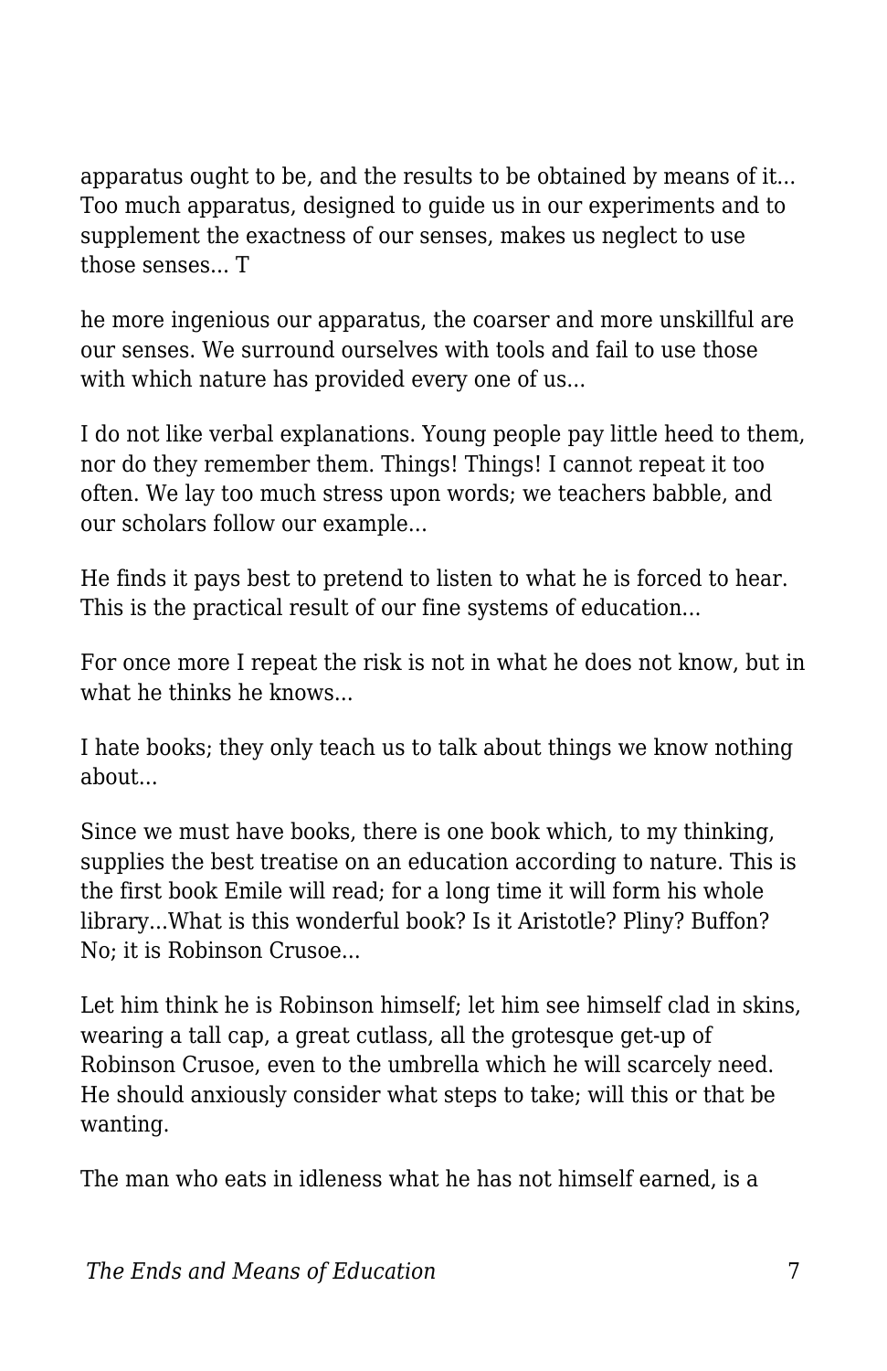apparatus ought to be, and the results to be obtained by means of it... Too much apparatus, designed to guide us in our experiments and to supplement the exactness of our senses, makes us neglect to use those senses... T

he more ingenious our apparatus, the coarser and more unskillful are our senses. We surround ourselves with tools and fail to use those with which nature has provided every one of us...

I do not like verbal explanations. Young people pay little heed to them, nor do they remember them. Things! Things! I cannot repeat it too often. We lay too much stress upon words; we teachers babble, and our scholars follow our example...

He finds it pays best to pretend to listen to what he is forced to hear. This is the practical result of our fine systems of education...

For once more I repeat the risk is not in what he does not know, but in what he thinks he knows...

I hate books; they only teach us to talk about things we know nothing about...

Since we must have books, there is one book which, to my thinking, supplies the best treatise on an education according to nature. This is the first book Emile will read; for a long time it will form his whole library...What is this wonderful book? Is it Aristotle? Pliny? Buffon? No; it is Robinson Crusoe...

Let him think he is Robinson himself; let him see himself clad in skins, wearing a tall cap, a great cutlass, all the grotesque get-up of Robinson Crusoe, even to the umbrella which he will scarcely need. He should anxiously consider what steps to take; will this or that be wanting.

The man who eats in idleness what he has not himself earned, is a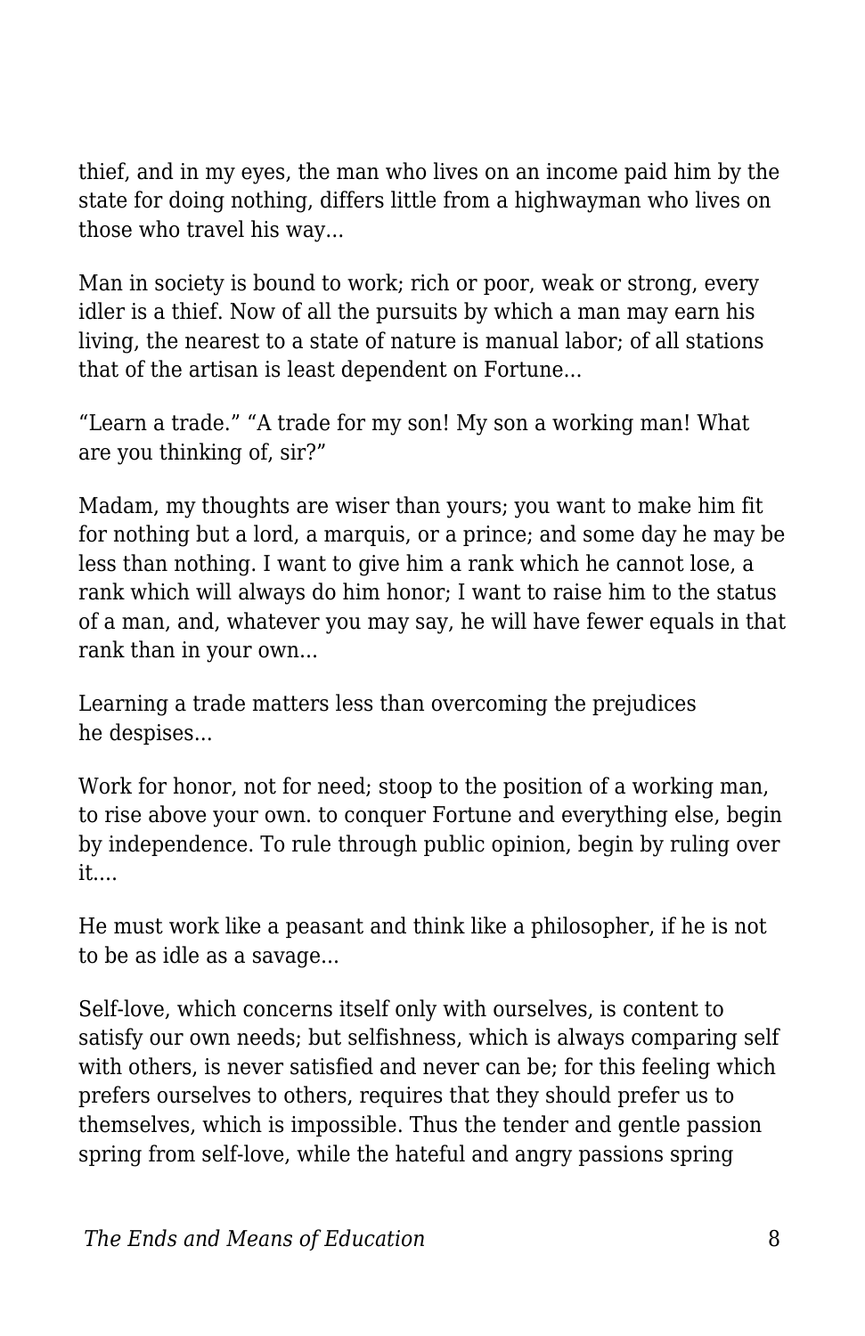thief, and in my eyes, the man who lives on an income paid him by the state for doing nothing, differs little from a highwayman who lives on those who travel his way...

Man in society is bound to work; rich or poor, weak or strong, every idler is a thief. Now of all the pursuits by which a man may earn his living, the nearest to a state of nature is manual labor; of all stations that of the artisan is least dependent on Fortune...

“Learn a trade.” “A trade for my son! My son a working man! What are you thinking of, sir?”

Madam, my thoughts are wiser than yours; you want to make him fit for nothing but a lord, a marquis, or a prince; and some day he may be less than nothing. I want to give him a rank which he cannot lose, a rank which will always do him honor; I want to raise him to the status of a man, and, whatever you may say, he will have fewer equals in that rank than in your own...

Learning a trade matters less than overcoming the prejudices he despises...

Work for honor, not for need; stoop to the position of a working man, to rise above your own. to conquer Fortune and everything else, begin by independence. To rule through public opinion, begin by ruling over it....

He must work like a peasant and think like a philosopher, if he is not to be as idle as a savage...

Self-love, which concerns itself only with ourselves, is content to satisfy our own needs; but selfishness, which is always comparing self with others, is never satisfied and never can be; for this feeling which prefers ourselves to others, requires that they should prefer us to themselves, which is impossible. Thus the tender and gentle passion spring from self-love, while the hateful and angry passions spring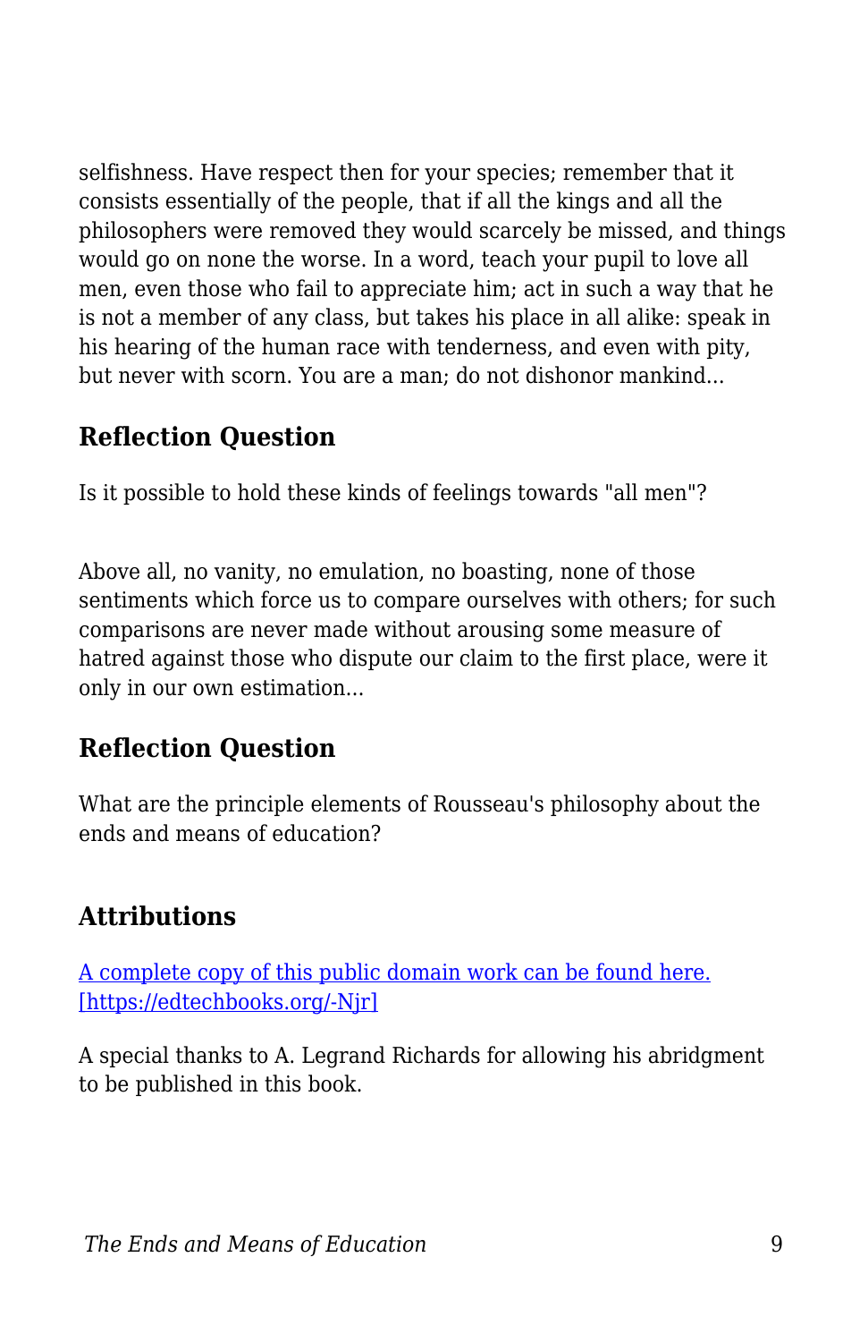selfishness. Have respect then for your species; remember that it consists essentially of the people, that if all the kings and all the philosophers were removed they would scarcely be missed, and things would go on none the worse. In a word, teach your pupil to love all men, even those who fail to appreciate him; act in such a way that he is not a member of any class, but takes his place in all alike: speak in his hearing of the human race with tenderness, and even with pity, but never with scorn. You are a man; do not dishonor mankind...

## Reflection Question

Is it possible to hold these kinds of feelings towards "all men"?

Above all, no vanity, no emulation, no boasting, none of those sentiments which force us to compare ourselves with others; for such comparisons are never made without arousing some measure of hatred against those who dispute our claim to the first place, were it only in our own estimation...

## Reflection Question

What are the principle elements of Rousseau's philosophy about the ends and means of education?

## Attributions

[A complete copy of this public domain work can be found here.](https://edtechbooks.org/-Njr) [https://edtechbooks.org/-Njr]

A special thanks to A. Legrand Richards for allowing his abridgment to be published in this book.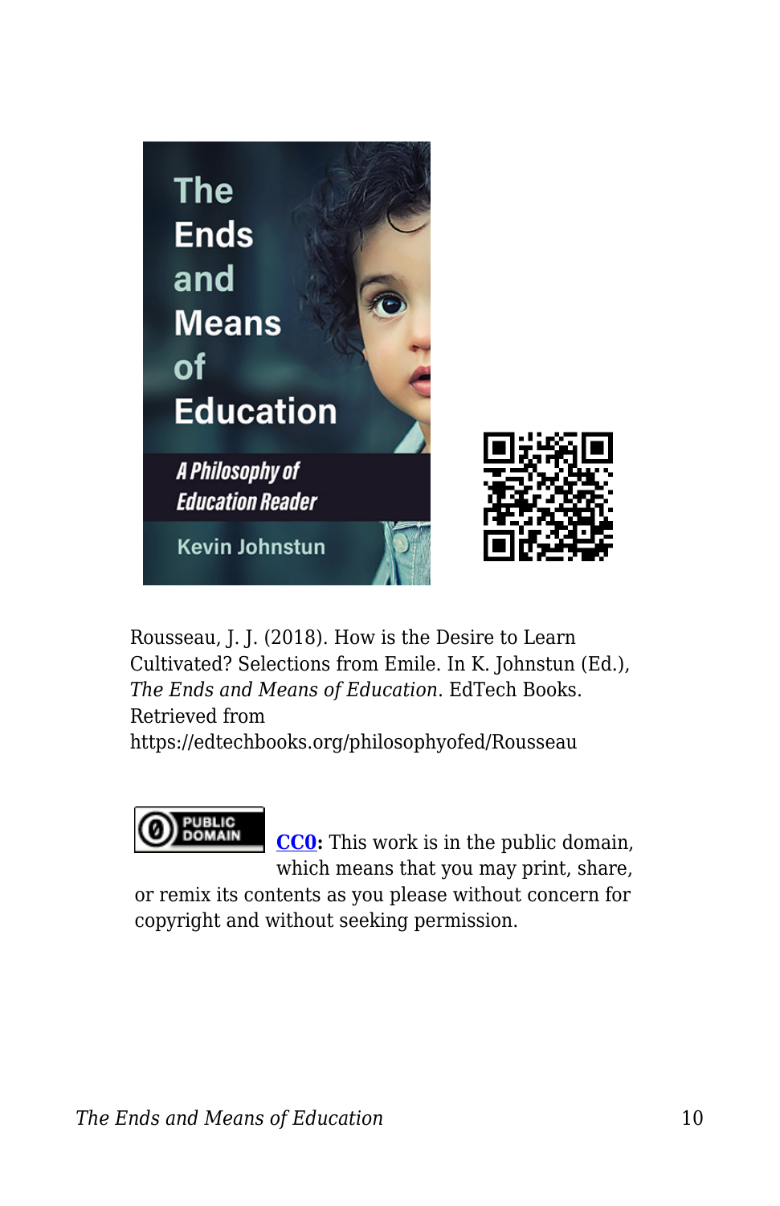Rousseau, J. J. (2018). How is the Desire to Learn Cultivated? Selections from Emile. In K. Johnstun (Ed.), *The Ends and Means of Education*. EdTech Books. Retrieved from https://edtechbooks.org/philosophyofed/Rousseau

**[CC0](https://creativecommons.org/publicdomain/zero/1.0/):** This work is in the public domain, which means that you may print, share, or remix its contents as you please without concern for copyright and without seeking permission.